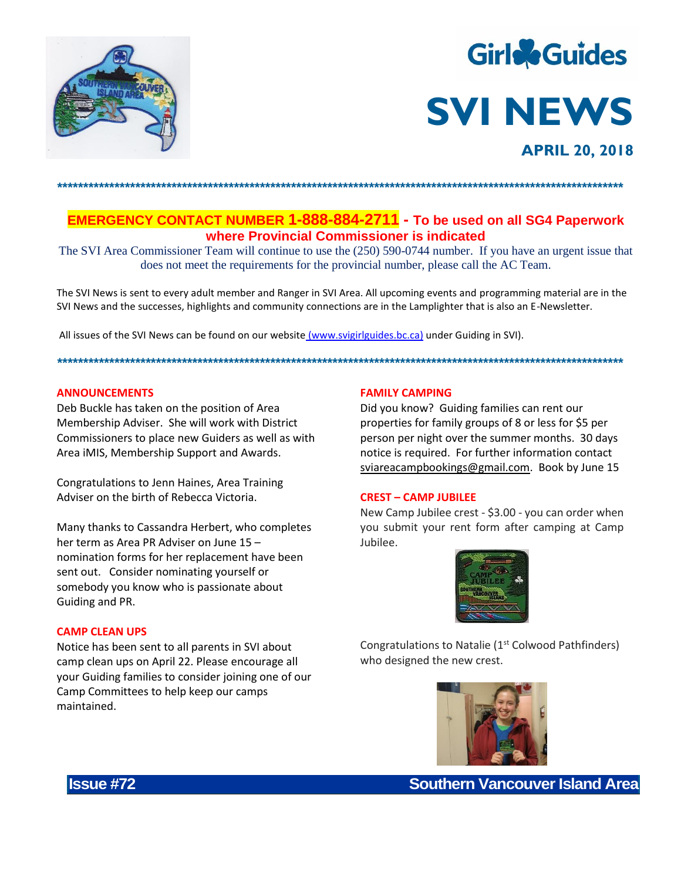# SVI NEWS

**APRIL 20, 2018**

**EMERGENCY CONTACT NUMBER 1-888-884-2711 - To be used on all SG4 Paperwork where Provincial Commissioner is indicated**

The SVI Area Commissioner Team will continue to use the (250) 590-0744 number. If you have an urgent issue that does not meet the requirements for the provincial number, please call the AC Team.

The SVI News is sent to every adult member and Ranger in SVI Area. All upcoming events and programming material are in the SVI News and the successes, highlights and community connections are in the Lamplighter that is also an E-Newsletter.

All issues of the SVI News can be found on our website (www.svigirlguides.bc.ca) under Guiding in SVI).

## ANNOUNCEMENTS

Deb Buckle has taken on the position of Area Membership Adviser. She will work with District Commissioners to place new Guiders as well as with Area iMIS, Membership Support and Awards.

Congratulations to Jenn Haines, Area Training Adviser on the birth of Rebecca Victoria.

Many thanks to Cassandra Herbert, who completes her term as Area PR Adviser on June 15 – nomination forms for her replacement have been sent out. Consider nominating yourself or somebody you know who is passionate about Guiding and PR.

## CAMP CLEAN UPS

Notice has been sent to all parents in SVI about camp clean ups on April 22. Please encourage all your Guiding families to consider joining one of our Camp Committees to help keep our camps maintained.

## FAMILY CAMPING

Did you know? Guiding families can rent our properties for family groups of 8 or less for $5 per person per night over the summer months. 30 days notice is required. For further information contact sviareacampbookings@gmail.com. Book by June 15

## CREST – CAMP JUBILEE

New Camp Jubilee crest - $3.00 - you can order when you submit your rent form after camping at Camp Jubilee.

Congratulations to Natalie (1st Colwood Pathfinders) who designed the new crest.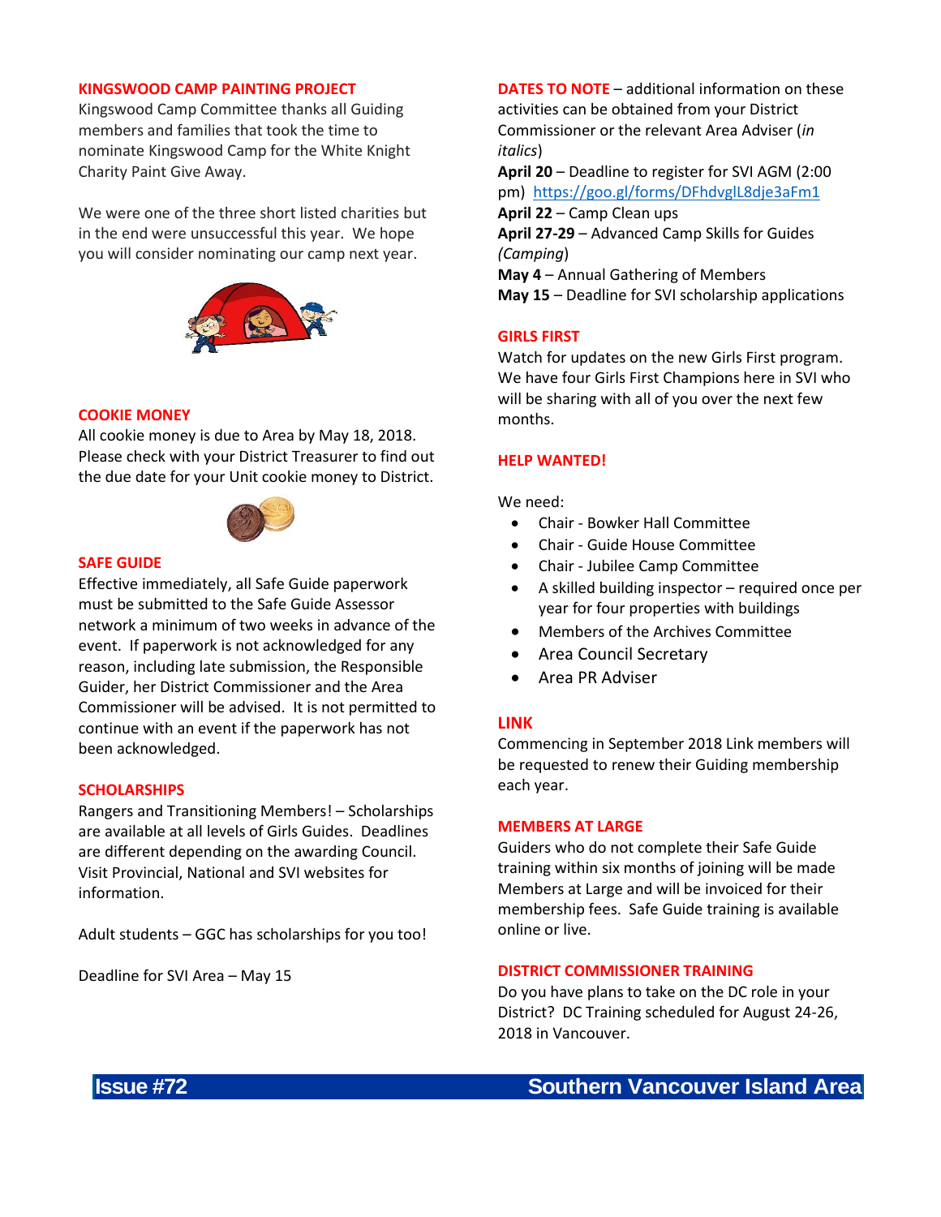## KINGSWOOD CAMP PAINTING PROJECT

Kingswood Camp Committee thanks all Guiding members and families that took the time to nominate Kingswood Camp for the White Knight Charity Paint Give Away.

We were one of the three short listed charities but in the end were unsuccessful this year. We hope you will consider nominating our camp next year.

## COOKIE MONEY

All cookie money is due to Area by May 18, 2018. Please check with your District Treasurer to find out the due date for your Unit cookie money to District.

## SAFE GUIDE

Effective immediately, all Safe Guide paperwork must be submitted to the Safe Guide Assessor network a minimum of two weeks in advance of the event. If paperwork is not acknowledged for any reason, including late submission, the Responsible Guider, her District Commissioner and the Area Commissioner will be advised. It is not permitted to continue with an event if the paperwork has not been acknowledged.

## SCHOLARSHIPS

Rangers and Transitioning Members! – Scholarships are available at all levels of Girls Guides. Deadlines are different depending on the awarding Council. Visit Provincial, National and SVI websites for information.

Adult students – GGC has scholarships for you too!

Deadline for SVI Area – May 15

## DATES TO NOTE

– additional information on these activities can be obtained from your District Commissioner or the relevant Area Adviser (*in italics*)

**April 20** – Deadline to register for SVI AGM (2:00 pm) https://goo.gl/forms/DFhdvglL8dje3aFm1
**April 22** – Camp Clean ups
**April 27-29** – Advanced Camp Skills for Guides *(Camping)*
**May 4** – Annual Gathering of Members
**May 15** – Deadline for SVI scholarship applications

## GIRLS FIRST

Watch for updates on the new Girls First program. We have four Girls First Champions here in SVI who will be sharing with all of you over the next few months.

## HELP WANTED!

We need:

- Chair - Bowker Hall Committee
- Chair - Guide House Committee
- Chair - Jubilee Camp Committee
- A skilled building inspector – required once per year for four properties with buildings
- Members of the Archives Committee
- Area Council Secretary
- Area PR Adviser

## LINK

Commencing in September 2018 Link members will be requested to renew their Guiding membership each year.

## MEMBERS AT LARGE

Guiders who do not complete their Safe Guide training within six months of joining will be made Members at Large and will be invoiced for their membership fees. Safe Guide training is available online or live.

## DISTRICT COMMISSIONER TRAINING

Do you have plans to take on the DC role in your District? DC Training scheduled for August 24-26, 2018 in Vancouver.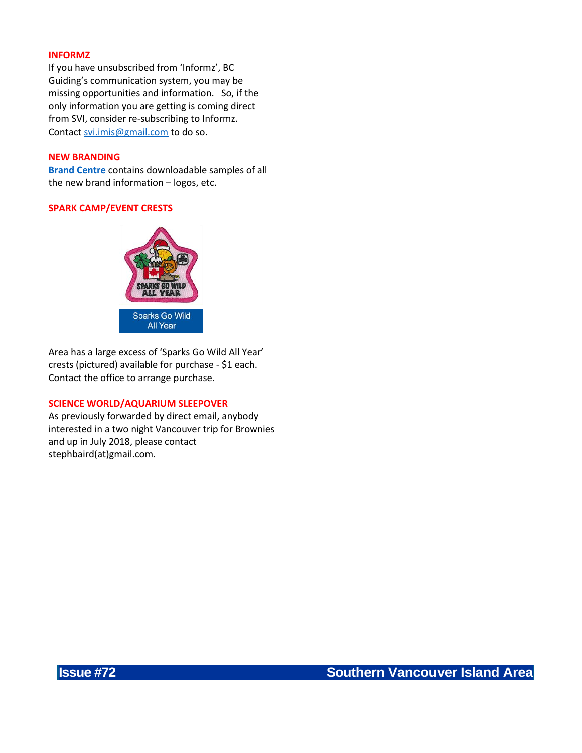## INFORMZ

If you have unsubscribed from 'Informz', BC Guiding's communication system, you may be missing opportunities and information. So, if the only information you are getting is coming direct from SVI, consider re-subscribing to Informz. Contact svi.imis@gmail.com to do so.

## NEW BRANDING

**Brand Centre** contains downloadable samples of all the new brand information – logos, etc.

## SPARK CAMP/EVENT CRESTS

Sparks Go Wild All Year

Area has a large excess of 'Sparks Go Wild All Year' crests (pictured) available for purchase - $1 each. Contact the office to arrange purchase.

## SCIENCE WORLD/AQUARIUM SLEEPOVER

As previously forwarded by direct email, anybody interested in a two night Vancouver trip for Brownies and up in July 2018, please contact stephbaird(at)gmail.com.